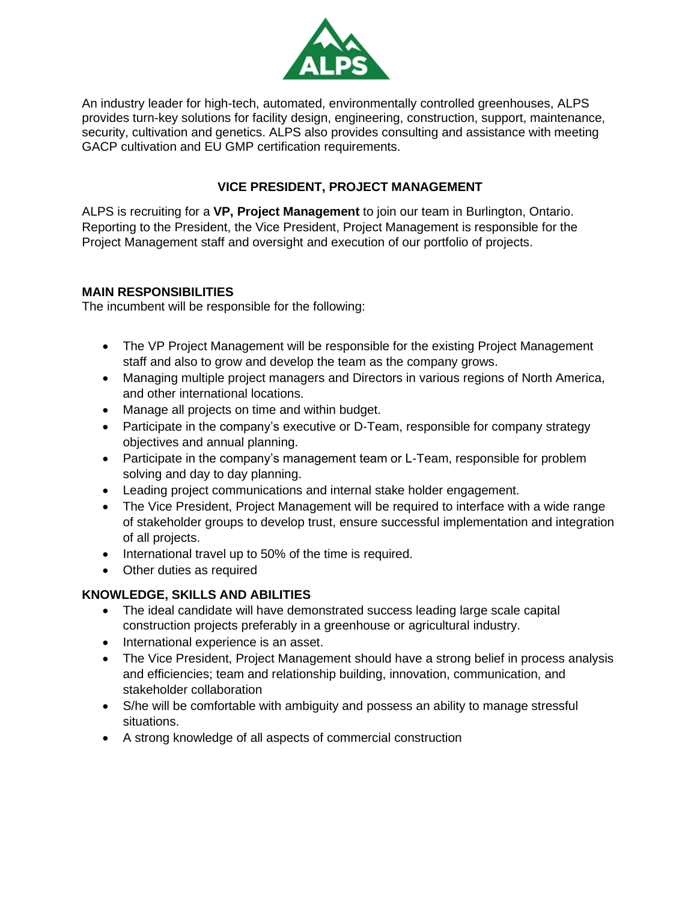An industry leader for high-tech, automated, environmentally controlled greenhouses, ALPS provides turn-key solutions for facility design, engineering, construction, support, maintenance, security, cultivation and genetics. ALPS also provides consulting and assistance with meeting GACP cultivation and EU GMP certification requirements.

## VICE PRESIDENT, PROJECT MANAGEMENT

ALPS is recruiting for a **VP, Project Management** to join our team in Burlington, Ontario. Reporting to the President, the Vice President, Project Management is responsible for the Project Management staff and oversight and execution of our portfolio of projects.

### MAIN RESPONSIBILITIES

The incumbent will be responsible for the following:

- The VP Project Management will be responsible for the existing Project Management staff and also to grow and develop the team as the company grows.
- Managing multiple project managers and Directors in various regions of North America, and other international locations.
- Manage all projects on time and within budget.
- Participate in the company's executive or D-Team, responsible for company strategy objectives and annual planning.
- Participate in the company's management team or L-Team, responsible for problem solving and day to day planning.
- Leading project communications and internal stake holder engagement.
- The Vice President, Project Management will be required to interface with a wide range of stakeholder groups to develop trust, ensure successful implementation and integration of all projects.
- International travel up to 50% of the time is required.
- Other duties as required

### KNOWLEDGE, SKILLS AND ABILITIES

- The ideal candidate will have demonstrated success leading large scale capital construction projects preferably in a greenhouse or agricultural industry.
- International experience is an asset.
- The Vice President, Project Management should have a strong belief in process analysis and efficiencies; team and relationship building, innovation, communication, and stakeholder collaboration
- S/he will be comfortable with ambiguity and possess an ability to manage stressful situations.
- A strong knowledge of all aspects of commercial construction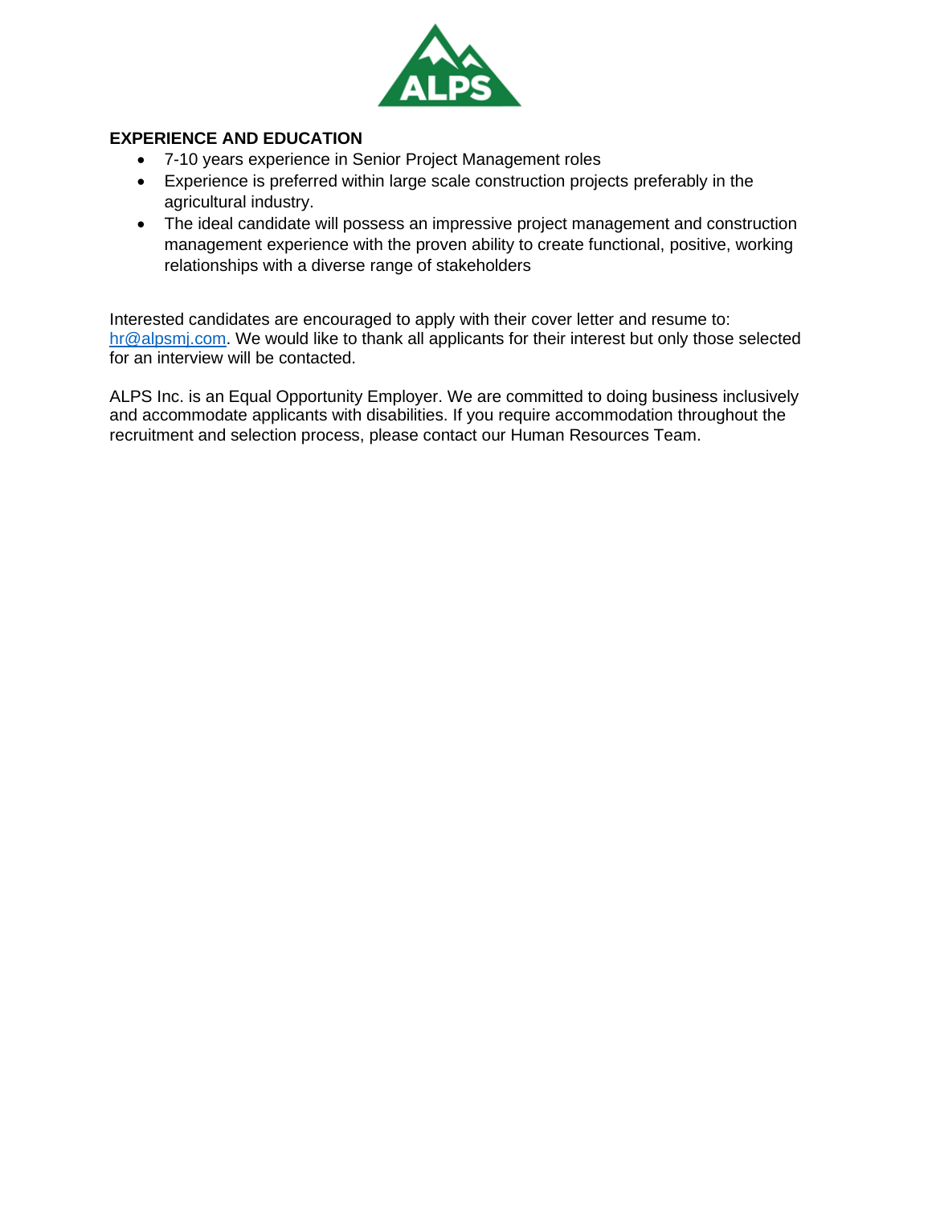ALPS

**EXPERIENCE AND EDUCATION**

- 7-10 years experience in Senior Project Management roles
- Experience is preferred within large scale construction projects preferably in the agricultural industry.
- The ideal candidate will possess an impressive project management and construction management experience with the proven ability to create functional, positive, working relationships with a diverse range of stakeholders

Interested candidates are encouraged to apply with their cover letter and resume to: hr@alpsmj.com. We would like to thank all applicants for their interest but only those selected for an interview will be contacted.

ALPS Inc. is an Equal Opportunity Employer. We are committed to doing business inclusively and accommodate applicants with disabilities. If you require accommodation throughout the recruitment and selection process, please contact our Human Resources Team.